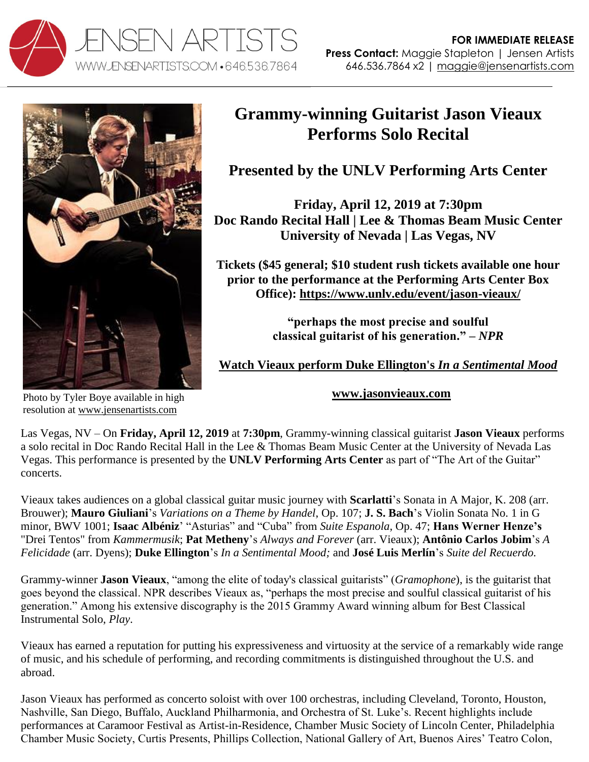JENSEN ARTISTS
WWW.JENSENARTISTS.COM • 646.536.7864

**FOR IMMEDIATE RELEASE**
**Press Contact:** Maggie Stapleton | Jensen Artists
646.536.7864 x2 | maggie@jensenartists.com

Photo by Tyler Boye available in high resolution at www.jensenartists.com

# Grammy-winning Guitarist Jason Vieaux Performs Solo Recital

## Presented by the UNLV Performing Arts Center

**Friday, April 12, 2019 at 7:30pm**
**Doc Rando Recital Hall | Lee & Thomas Beam Music Center**
**University of Nevada | Las Vegas, NV**

**Tickets ($45 general; $10 student rush tickets available one hour prior to the performance at the Performing Arts Center Box Office): https://www.unlv.edu/event/jason-vieaux/**

**"perhaps the most precise and soulful classical guitarist of his generation." – *NPR***

**Watch Vieaux perform Duke Ellington's *In a Sentimental Mood***

**www.jasonvieaux.com**

Las Vegas, NV – On **Friday, April 12, 2019** at **7:30pm**, Grammy-winning classical guitarist **Jason Vieaux** performs a solo recital in Doc Rando Recital Hall in the Lee & Thomas Beam Music Center at the University of Nevada Las Vegas. This performance is presented by the **UNLV Performing Arts Center** as part of "The Art of the Guitar" concerts.

Vieaux takes audiences on a global classical guitar music journey with **Scarlatti**'s Sonata in A Major, K. 208 (arr. Brouwer); **Mauro Giuliani**'s *Variations on a Theme by Handel*, Op. 107; **J. S. Bach**'s Violin Sonata No. 1 in G minor, BWV 1001; **Isaac Albéniz**' "Asturias" and "Cuba" from *Suite Espanola*, Op. 47; **Hans Werner Henze's** "Drei Tentos" from *Kammermusik*; **Pat Metheny**'s *Always and Forever* (arr. Vieaux); **Antônio Carlos Jobim**'s *A Felicidade* (arr. Dyens); **Duke Ellington**'s *In a Sentimental Mood;* and **José Luis Merlín**'s *Suite del Recuerdo.*

Grammy-winner **Jason Vieaux**, "among the elite of today's classical guitarists" (*Gramophone*), is the guitarist that goes beyond the classical. NPR describes Vieaux as, "perhaps the most precise and soulful classical guitarist of his generation." Among his extensive discography is the 2015 Grammy Award winning album for Best Classical Instrumental Solo, *Play*.

Vieaux has earned a reputation for putting his expressiveness and virtuosity at the service of a remarkably wide range of music, and his schedule of performing, and recording commitments is distinguished throughout the U.S. and abroad.

Jason Vieaux has performed as concerto soloist with over 100 orchestras, including Cleveland, Toronto, Houston, Nashville, San Diego, Buffalo, Auckland Philharmonia, and Orchestra of St. Luke's. Recent highlights include performances at Caramoor Festival as Artist-in-Residence, Chamber Music Society of Lincoln Center, Philadelphia Chamber Music Society, Curtis Presents, Phillips Collection, National Gallery of Art, Buenos Aires' Teatro Colon,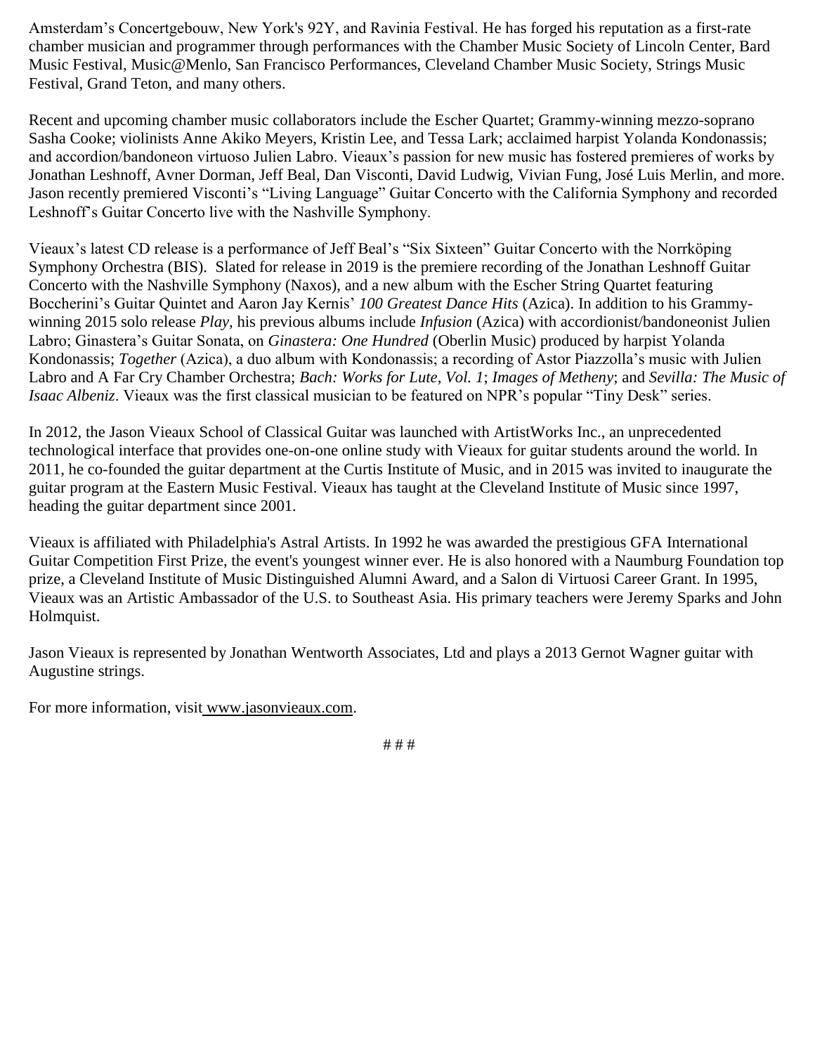Amsterdam's Concertgebouw, New York's 92Y, and Ravinia Festival. He has forged his reputation as a first-rate chamber musician and programmer through performances with the Chamber Music Society of Lincoln Center, Bard Music Festival, Music@Menlo, San Francisco Performances, Cleveland Chamber Music Society, Strings Music Festival, Grand Teton, and many others.

Recent and upcoming chamber music collaborators include the Escher Quartet; Grammy-winning mezzo-soprano Sasha Cooke; violinists Anne Akiko Meyers, Kristin Lee, and Tessa Lark; acclaimed harpist Yolanda Kondonassis; and accordion/bandoneon virtuoso Julien Labro. Vieaux's passion for new music has fostered premieres of works by Jonathan Leshnoff, Avner Dorman, Jeff Beal, Dan Visconti, David Ludwig, Vivian Fung, José Luis Merlin, and more. Jason recently premiered Visconti's "Living Language" Guitar Concerto with the California Symphony and recorded Leshnoff's Guitar Concerto live with the Nashville Symphony.

Vieaux's latest CD release is a performance of Jeff Beal's "Six Sixteen" Guitar Concerto with the Norrköping Symphony Orchestra (BIS). Slated for release in 2019 is the premiere recording of the Jonathan Leshnoff Guitar Concerto with the Nashville Symphony (Naxos), and a new album with the Escher String Quartet featuring Boccherini's Guitar Quintet and Aaron Jay Kernis' *100 Greatest Dance Hits* (Azica). In addition to his Grammy-winning 2015 solo release *Play*, his previous albums include *Infusion* (Azica) with accordionist/bandoneonist Julien Labro; Ginastera's Guitar Sonata, on *Ginastera: One Hundred* (Oberlin Music) produced by harpist Yolanda Kondonassis; *Together* (Azica), a duo album with Kondonassis; a recording of Astor Piazzolla's music with Julien Labro and A Far Cry Chamber Orchestra; *Bach: Works for Lute, Vol. 1*; *Images of Metheny*; and *Sevilla: The Music of Isaac Albeniz*. Vieaux was the first classical musician to be featured on NPR's popular "Tiny Desk" series.

In 2012, the Jason Vieaux School of Classical Guitar was launched with ArtistWorks Inc., an unprecedented technological interface that provides one-on-one online study with Vieaux for guitar students around the world. In 2011, he co-founded the guitar department at the Curtis Institute of Music, and in 2015 was invited to inaugurate the guitar program at the Eastern Music Festival. Vieaux has taught at the Cleveland Institute of Music since 1997, heading the guitar department since 2001.

Vieaux is affiliated with Philadelphia's Astral Artists. In 1992 he was awarded the prestigious GFA International Guitar Competition First Prize, the event's youngest winner ever. He is also honored with a Naumburg Foundation top prize, a Cleveland Institute of Music Distinguished Alumni Award, and a Salon di Virtuosi Career Grant. In 1995, Vieaux was an Artistic Ambassador of the U.S. to Southeast Asia. His primary teachers were Jeremy Sparks and John Holmquist.

Jason Vieaux is represented by Jonathan Wentworth Associates, Ltd and plays a 2013 Gernot Wagner guitar with Augustine strings.

For more information, visit www.jasonvieaux.com.

# # #